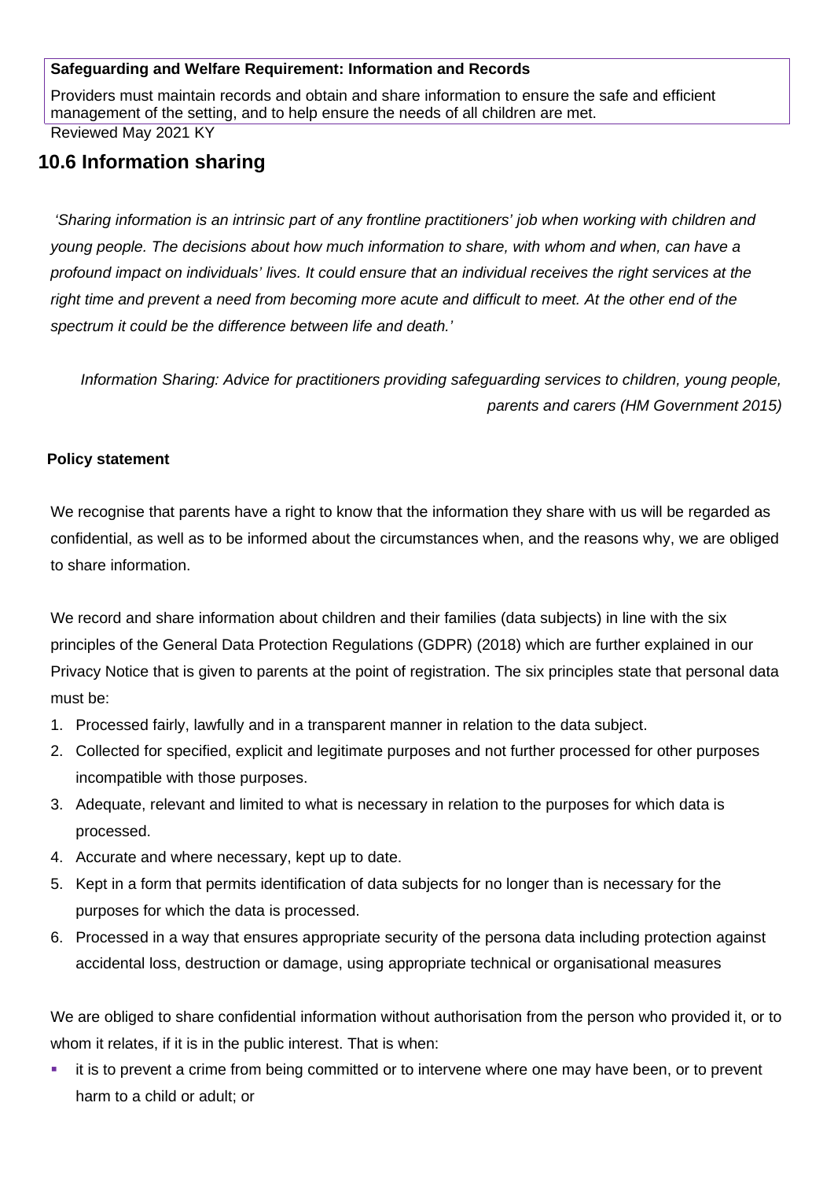**Safeguarding and Welfare Requirement: Information and Records**

Providers must maintain records and obtain and share information to ensure the safe and efficient management of the setting, and to help ensure the needs of all children are met.

Reviewed May 2021 KY

## 10.6 Information sharing

*'Sharing information is an intrinsic part of any frontline practitioners' job when working with children and young people. The decisions about how much information to share, with whom and when, can have a profound impact on individuals' lives. It could ensure that an individual receives the right services at the right time and prevent a need from becoming more acute and difficult to meet. At the other end of the spectrum it could be the difference between life and death.'*

*Information Sharing: Advice for practitioners providing safeguarding services to children, young people, parents and carers (HM Government 2015)*

**Policy statement**

We recognise that parents have a right to know that the information they share with us will be regarded as confidential, as well as to be informed about the circumstances when, and the reasons why, we are obliged to share information.

We record and share information about children and their families (data subjects) in line with the six principles of the General Data Protection Regulations (GDPR) (2018) which are further explained in our Privacy Notice that is given to parents at the point of registration. The six principles state that personal data must be:

1. Processed fairly, lawfully and in a transparent manner in relation to the data subject.
2. Collected for specified, explicit and legitimate purposes and not further processed for other purposes incompatible with those purposes.
3. Adequate, relevant and limited to what is necessary in relation to the purposes for which data is processed.
4. Accurate and where necessary, kept up to date.
5. Kept in a form that permits identification of data subjects for no longer than is necessary for the purposes for which the data is processed.
6. Processed in a way that ensures appropriate security of the persona data including protection against accidental loss, destruction or damage, using appropriate technical or organisational measures

We are obliged to share confidential information without authorisation from the person who provided it, or to whom it relates, if it is in the public interest. That is when:

- it is to prevent a crime from being committed or to intervene where one may have been, or to prevent harm to a child or adult; or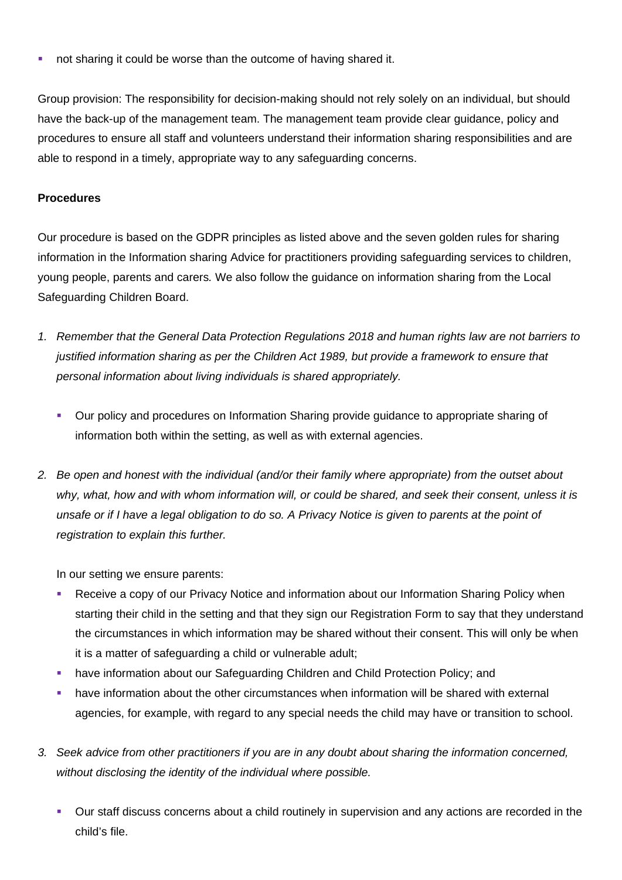- not sharing it could be worse than the outcome of having shared it.

Group provision: The responsibility for decision-making should not rely solely on an individual, but should have the back-up of the management team. The management team provide clear guidance, policy and procedures to ensure all staff and volunteers understand their information sharing responsibilities and are able to respond in a timely, appropriate way to any safeguarding concerns.

**Procedures**

Our procedure is based on the GDPR principles as listed above and the seven golden rules for sharing information in the Information sharing Advice for practitioners providing safeguarding services to children, young people, parents and carers*.* We also follow the guidance on information sharing from the Local Safeguarding Children Board.

1. *Remember that the General Data Protection Regulations 2018 and human rights law are not barriers to justified information sharing as per the Children Act 1989, but provide a framework to ensure that personal information about living individuals is shared appropriately.*

    - Our policy and procedures on Information Sharing provide guidance to appropriate sharing of information both within the setting, as well as with external agencies.

2. *Be open and honest with the individual (and/or their family where appropriate) from the outset about why, what, how and with whom information will, or could be shared, and seek their consent, unless it is unsafe or if I have a legal obligation to do so. A Privacy Notice is given to parents at the point of registration to explain this further.*

    In our setting we ensure parents:

    - Receive a copy of our Privacy Notice and information about our Information Sharing Policy when starting their child in the setting and that they sign our Registration Form to say that they understand the circumstances in which information may be shared without their consent. This will only be when it is a matter of safeguarding a child or vulnerable adult;
    - have information about our Safeguarding Children and Child Protection Policy; and
    - have information about the other circumstances when information will be shared with external agencies, for example, with regard to any special needs the child may have or transition to school.

3. *Seek advice from other practitioners if you are in any doubt about sharing the information concerned, without disclosing the identity of the individual where possible.*

    - Our staff discuss concerns about a child routinely in supervision and any actions are recorded in the child's file.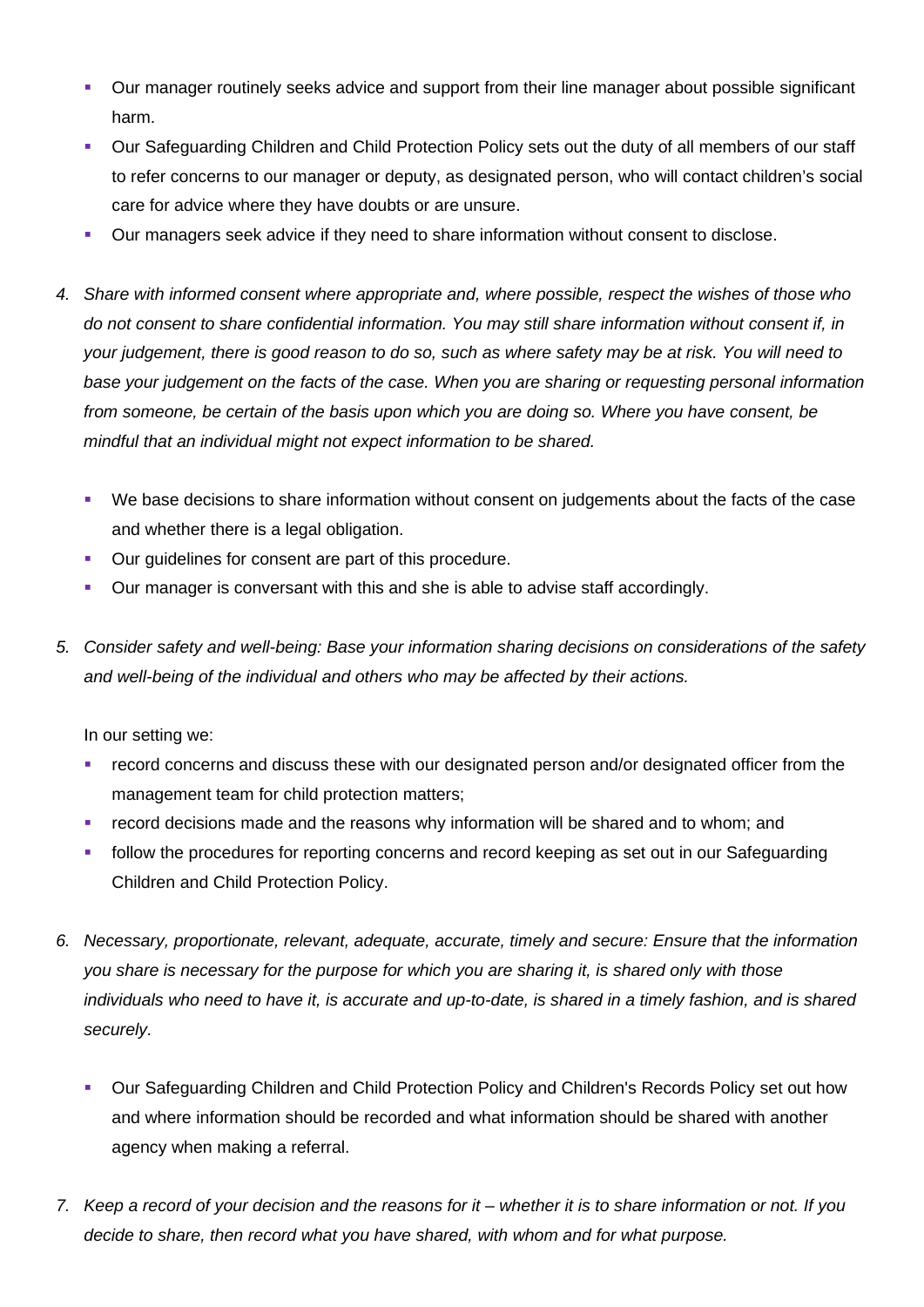- Our manager routinely seeks advice and support from their line manager about possible significant harm.
- Our Safeguarding Children and Child Protection Policy sets out the duty of all members of our staff to refer concerns to our manager or deputy, as designated person, who will contact children's social care for advice where they have doubts or are unsure.
- Our managers seek advice if they need to share information without consent to disclose.

4. *Share with informed consent where appropriate and, where possible, respect the wishes of those who do not consent to share confidential information. You may still share information without consent if, in your judgement, there is good reason to do so, such as where safety may be at risk. You will need to base your judgement on the facts of the case. When you are sharing or requesting personal information from someone, be certain of the basis upon which you are doing so. Where you have consent, be mindful that an individual might not expect information to be shared.*

    - We base decisions to share information without consent on judgements about the facts of the case and whether there is a legal obligation.
    - Our guidelines for consent are part of this procedure.
    - Our manager is conversant with this and she is able to advise staff accordingly.

5. *Consider safety and well-being: Base your information sharing decisions on considerations of the safety and well-being of the individual and others who may be affected by their actions.*

    In our setting we:

    - record concerns and discuss these with our designated person and/or designated officer from the management team for child protection matters;
    - record decisions made and the reasons why information will be shared and to whom; and
    - follow the procedures for reporting concerns and record keeping as set out in our Safeguarding Children and Child Protection Policy.

6. *Necessary, proportionate, relevant, adequate, accurate, timely and secure: Ensure that the information you share is necessary for the purpose for which you are sharing it, is shared only with those individuals who need to have it, is accurate and up-to-date, is shared in a timely fashion, and is shared securely.*

    - Our Safeguarding Children and Child Protection Policy and Children's Records Policy set out how and where information should be recorded and what information should be shared with another agency when making a referral.

7. *Keep a record of your decision and the reasons for it – whether it is to share information or not. If you decide to share, then record what you have shared, with whom and for what purpose.*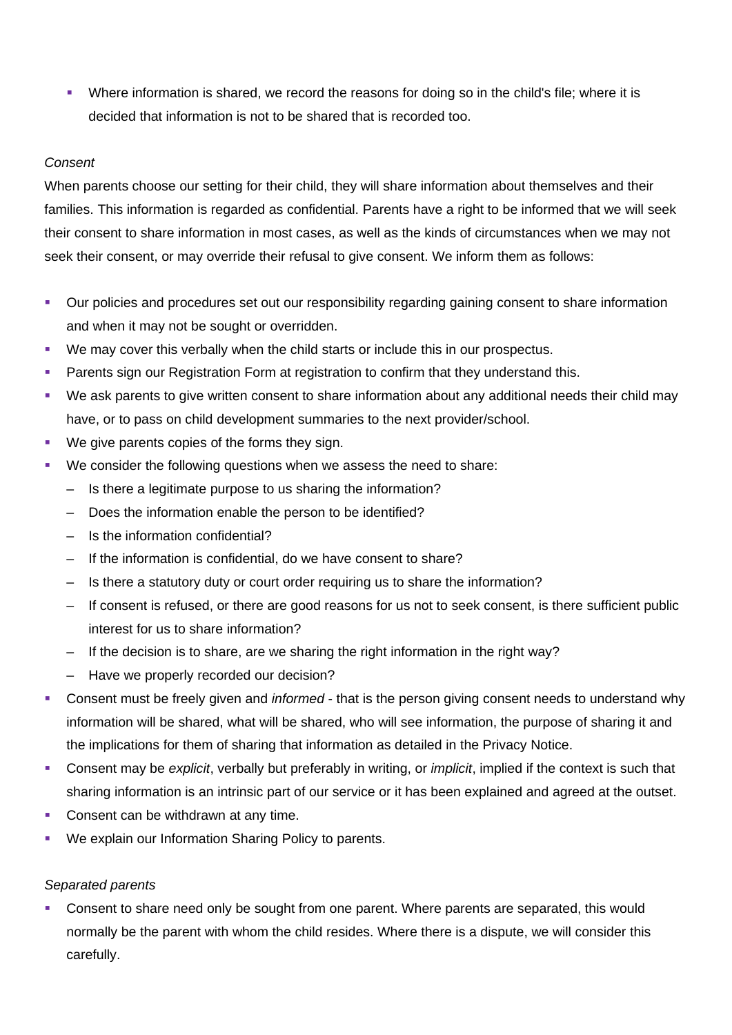- Where information is shared, we record the reasons for doing so in the child's file; where it is decided that information is not to be shared that is recorded too.

*Consent*

When parents choose our setting for their child, they will share information about themselves and their families. This information is regarded as confidential. Parents have a right to be informed that we will seek their consent to share information in most cases, as well as the kinds of circumstances when we may not seek their consent, or may override their refusal to give consent. We inform them as follows:

- Our policies and procedures set out our responsibility regarding gaining consent to share information and when it may not be sought or overridden.
- We may cover this verbally when the child starts or include this in our prospectus.
- Parents sign our Registration Form at registration to confirm that they understand this.
- We ask parents to give written consent to share information about any additional needs their child may have, or to pass on child development summaries to the next provider/school.
- We give parents copies of the forms they sign.
- We consider the following questions when we assess the need to share:
  - Is there a legitimate purpose to us sharing the information?
  - Does the information enable the person to be identified?
  - Is the information confidential?
  - If the information is confidential, do we have consent to share?
  - Is there a statutory duty or court order requiring us to share the information?
  - If consent is refused, or there are good reasons for us not to seek consent, is there sufficient public interest for us to share information?
  - If the decision is to share, are we sharing the right information in the right way?
  - Have we properly recorded our decision?
- Consent must be freely given and *informed* - that is the person giving consent needs to understand why information will be shared, what will be shared, who will see information, the purpose of sharing it and the implications for them of sharing that information as detailed in the Privacy Notice.
- Consent may be *explicit*, verbally but preferably in writing, or *implicit*, implied if the context is such that sharing information is an intrinsic part of our service or it has been explained and agreed at the outset.
- Consent can be withdrawn at any time.
- We explain our Information Sharing Policy to parents.

*Separated parents*

- Consent to share need only be sought from one parent. Where parents are separated, this would normally be the parent with whom the child resides. Where there is a dispute, we will consider this carefully.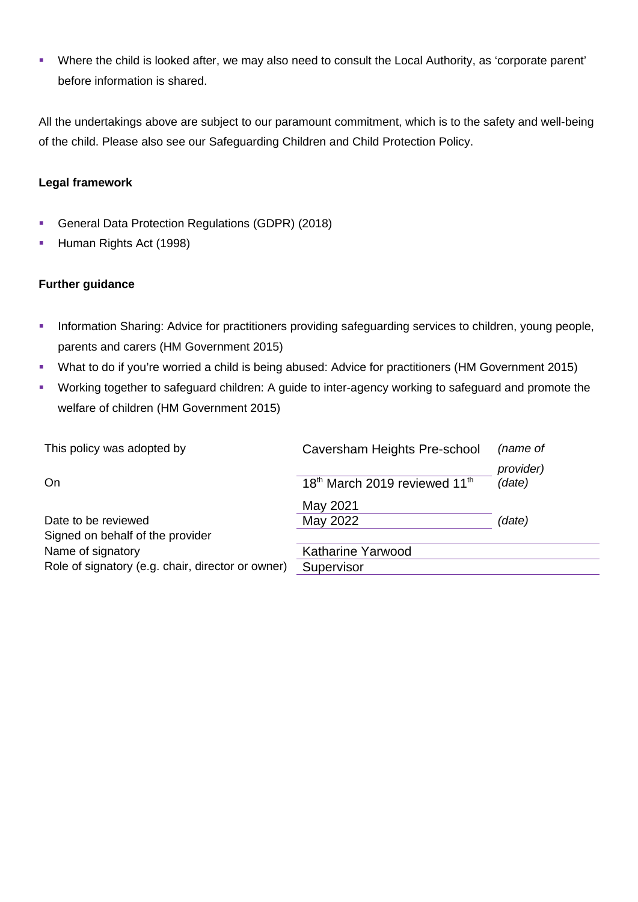- Where the child is looked after, we may also need to consult the Local Authority, as 'corporate parent' before information is shared.

All the undertakings above are subject to our paramount commitment, which is to the safety and well-being of the child. Please also see our Safeguarding Children and Child Protection Policy.

**Legal framework**

- General Data Protection Regulations (GDPR) (2018)
- Human Rights Act (1998)

**Further guidance**

- Information Sharing: Advice for practitioners providing safeguarding services to children, young people, parents and carers (HM Government 2015)
- What to do if you're worried a child is being abused: Advice for practitioners (HM Government 2015)
- Working together to safeguard children: A guide to inter-agency working to safeguard and promote the welfare of children (HM Government 2015)

| | | |
|---|---|---|
| This policy was adopted by | Caversham Heights Pre-school | *(name of provider)* |
| On | 18th March 2019 reviewed 11th May 2021 | *(date)* |
| Date to be reviewed | May 2022 | *(date)* |
| Signed on behalf of the provider | | |
| Name of signatory | Katharine Yarwood | |
| Role of signatory (e.g. chair, director or owner) | Supervisor | |